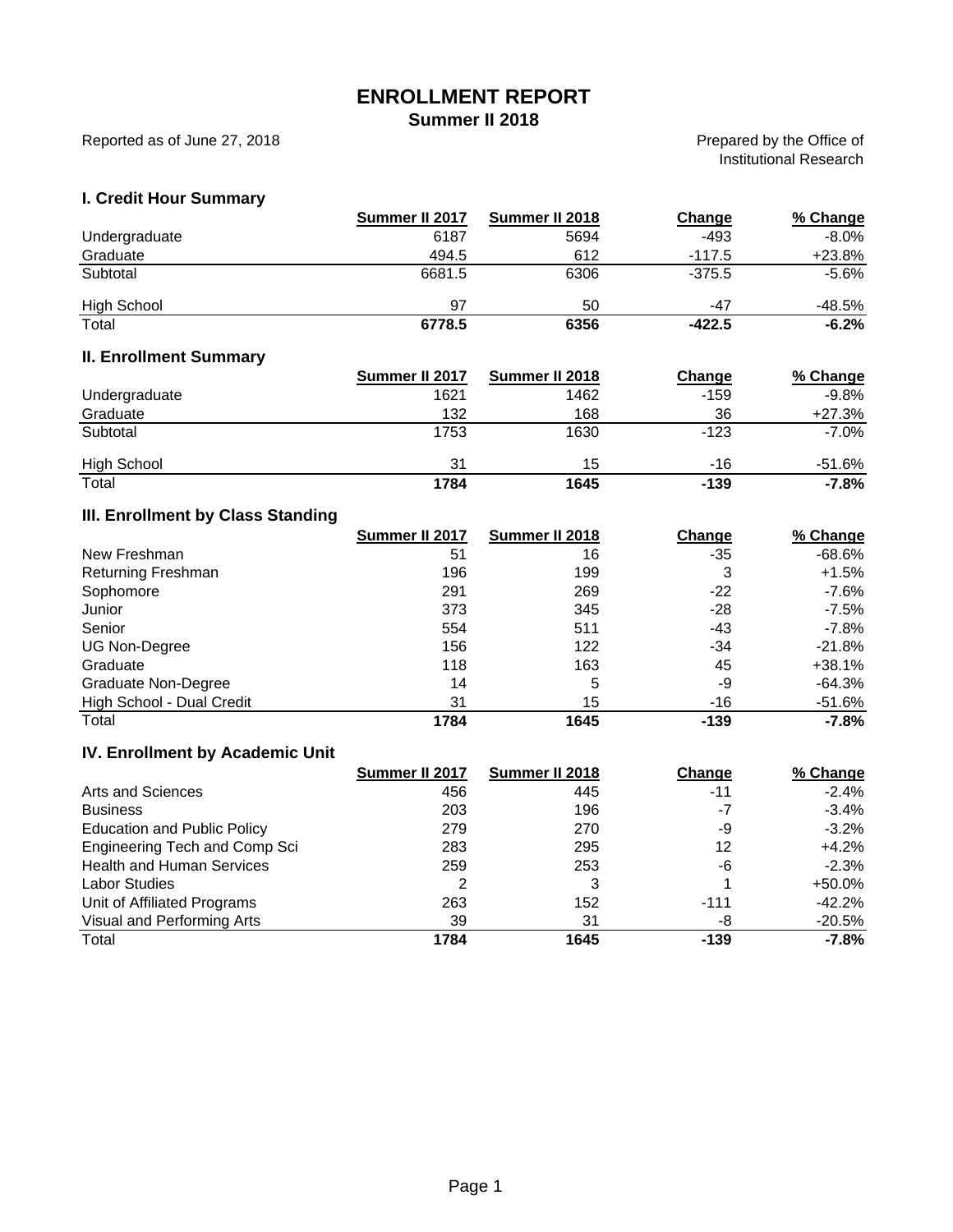# ENROLLMENT REPORT

## Summer II 2018

Reported as of June 27, 2018

Prepared by the Office of Institutional Research

### I. Credit Hour Summary

| | Summer II 2017 | Summer II 2018 | Change | % Change |
|---|---|---|---|---|
| Undergraduate | 6187 | 5694 | -493 | -8.0% |
| Graduate | 494.5 | 612 | -117.5 | +23.8% |
| Subtotal | 6681.5 | 6306 | -375.5 | -5.6% |
| High School | 97 | 50 | -47 | -48.5% |
| Total | **6778.5** | **6356** | **-422.5** | **-6.2%** |

### II. Enrollment Summary

| | Summer II 2017 | Summer II 2018 | Change | % Change |
|---|---|---|---|---|
| Undergraduate | 1621 | 1462 | -159 | -9.8% |
| Graduate | 132 | 168 | 36 | +27.3% |
| Subtotal | 1753 | 1630 | -123 | -7.0% |
| High School | 31 | 15 | -16 | -51.6% |
| Total | **1784** | **1645** | **-139** | **-7.8%** |

### III. Enrollment by Class Standing

| | Summer II 2017 | Summer II 2018 | Change | % Change |
|---|---|---|---|---|
| New Freshman | 51 | 16 | -35 | -68.6% |
| Returning Freshman | 196 | 199 | 3 | +1.5% |
| Sophomore | 291 | 269 | -22 | -7.6% |
| Junior | 373 | 345 | -28 | -7.5% |
| Senior | 554 | 511 | -43 | -7.8% |
| UG Non-Degree | 156 | 122 | -34 | -21.8% |
| Graduate | 118 | 163 | 45 | +38.1% |
| Graduate Non-Degree | 14 | 5 | -9 | -64.3% |
| High School - Dual Credit | 31 | 15 | -16 | -51.6% |
| Total | **1784** | **1645** | **-139** | **-7.8%** |

### IV. Enrollment by Academic Unit

| | Summer II 2017 | Summer II 2018 | Change | % Change |
|---|---|---|---|---|
| Arts and Sciences | 456 | 445 | -11 | -2.4% |
| Business | 203 | 196 | -7 | -3.4% |
| Education and Public Policy | 279 | 270 | -9 | -3.2% |
| Engineering Tech and Comp Sci | 283 | 295 | 12 | +4.2% |
| Health and Human Services | 259 | 253 | -6 | -2.3% |
| Labor Studies | 2 | 3 | 1 | +50.0% |
| Unit of Affiliated Programs | 263 | 152 | -111 | -42.2% |
| Visual and Performing Arts | 39 | 31 | -8 | -20.5% |
| Total | **1784** | **1645** | **-139** | **-7.8%** |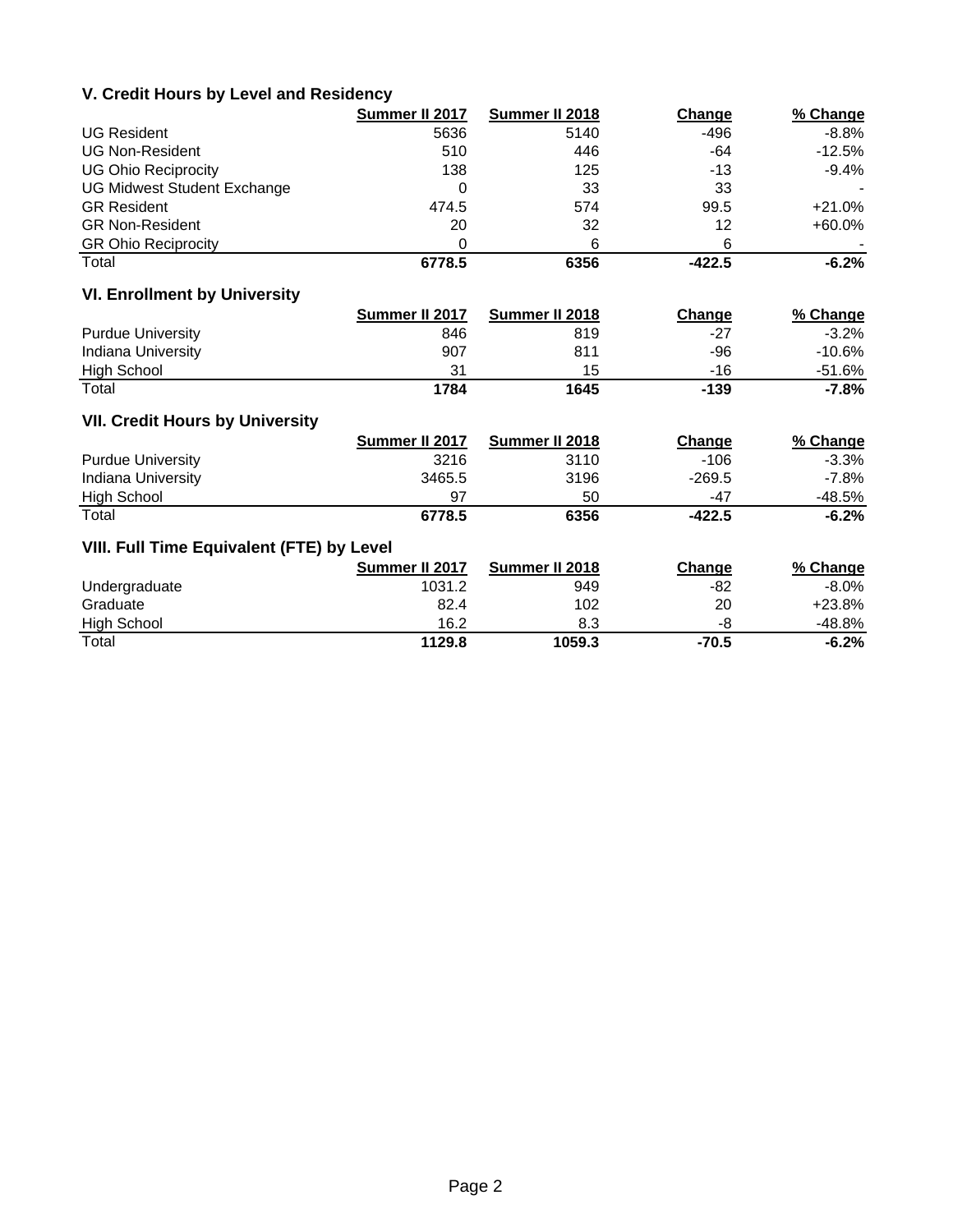## V. Credit Hours by Level and Residency

| | Summer II 2017 | Summer II 2018 | Change | % Change |
|---|---|---|---|---|
| UG Resident | 5636 | 5140 | -496 | -8.8% |
| UG Non-Resident | 510 | 446 | -64 | -12.5% |
| UG Ohio Reciprocity | 138 | 125 | -13 | -9.4% |
| UG Midwest Student Exchange | 0 | 33 | 33 | - |
| GR Resident | 474.5 | 574 | 99.5 | +21.0% |
| GR Non-Resident | 20 | 32 | 12 | +60.0% |
| GR Ohio Reciprocity | 0 | 6 | 6 | - |
| Total | **6778.5** | **6356** | **-422.5** | **-6.2%** |

## VI. Enrollment by University

| | Summer II 2017 | Summer II 2018 | Change | % Change |
|---|---|---|---|---|
| Purdue University | 846 | 819 | -27 | -3.2% |
| Indiana University | 907 | 811 | -96 | -10.6% |
| High School | 31 | 15 | -16 | -51.6% |
| Total | **1784** | **1645** | **-139** | **-7.8%** |

## VII. Credit Hours by University

| | Summer II 2017 | Summer II 2018 | Change | % Change |
|---|---|---|---|---|
| Purdue University | 3216 | 3110 | -106 | -3.3% |
| Indiana University | 3465.5 | 3196 | -269.5 | -7.8% |
| High School | 97 | 50 | -47 | -48.5% |
| Total | **6778.5** | **6356** | **-422.5** | **-6.2%** |

## VIII. Full Time Equivalent (FTE) by Level

| | Summer II 2017 | Summer II 2018 | Change | % Change |
|---|---|---|---|---|
| Undergraduate | 1031.2 | 949 | -82 | -8.0% |
| Graduate | 82.4 | 102 | 20 | +23.8% |
| High School | 16.2 | 8.3 | -8 | -48.8% |
| Total | **1129.8** | **1059.3** | **-70.5** | **-6.2%** |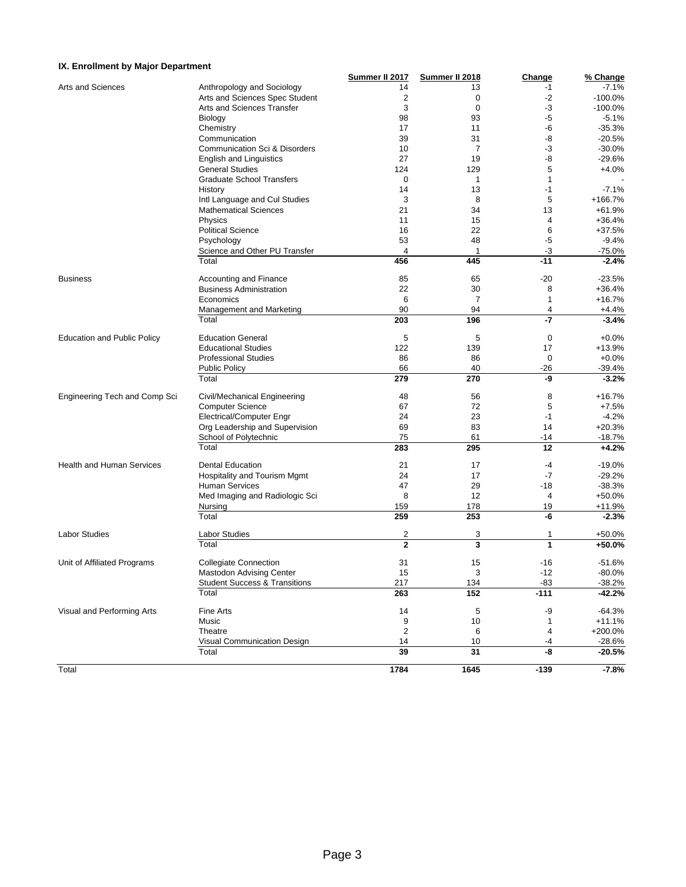### IX. Enrollment by Major Department

| | | Summer II 2017 | Summer II 2018 | Change | % Change |
|---|---|---|---|---|---|
| Arts and Sciences | Anthropology and Sociology | 14 | 13 | -1 | -7.1% |
| | Arts and Sciences Spec Student | 2 | 0 | -2 | -100.0% |
| | Arts and Sciences Transfer | 3 | 0 | -3 | -100.0% |
| | Biology | 98 | 93 | -5 | -5.1% |
| | Chemistry | 17 | 11 | -6 | -35.3% |
| | Communication | 39 | 31 | -8 | -20.5% |
| | Communication Sci & Disorders | 10 | 7 | -3 | -30.0% |
| | English and Linguistics | 27 | 19 | -8 | -29.6% |
| | General Studies | 124 | 129 | 5 | +4.0% |
| | Graduate School Transfers | 0 | 1 | 1 | - |
| | History | 14 | 13 | -1 | -7.1% |
| | Intl Language and Cul Studies | 3 | 8 | 5 | +166.7% |
| | Mathematical Sciences | 21 | 34 | 13 | +61.9% |
| | Physics | 11 | 15 | 4 | +36.4% |
| | Political Science | 16 | 22 | 6 | +37.5% |
| | Psychology | 53 | 48 | -5 | -9.4% |
| | Science and Other PU Transfer | 4 | 1 | -3 | -75.0% |
| | Total | **456** | **445** | **-11** | **-2.4%** |
| Business | Accounting and Finance | 85 | 65 | -20 | -23.5% |
| | Business Administration | 22 | 30 | 8 | +36.4% |
| | Economics | 6 | 7 | 1 | +16.7% |
| | Management and Marketing | 90 | 94 | 4 | +4.4% |
| | Total | **203** | **196** | **-7** | **-3.4%** |
| Education and Public Policy | Education General | 5 | 5 | 0 | +0.0% |
| | Educational Studies | 122 | 139 | 17 | +13.9% |
| | Professional Studies | 86 | 86 | 0 | +0.0% |
| | Public Policy | 66 | 40 | -26 | -39.4% |
| | Total | **279** | **270** | **-9** | **-3.2%** |
| Engineering Tech and Comp Sci | Civil/Mechanical Engineering | 48 | 56 | 8 | +16.7% |
| | Computer Science | 67 | 72 | 5 | +7.5% |
| | Electrical/Computer Engr | 24 | 23 | -1 | -4.2% |
| | Org Leadership and Supervision | 69 | 83 | 14 | +20.3% |
| | School of Polytechnic | 75 | 61 | -14 | -18.7% |
| | Total | **283** | **295** | **12** | **+4.2%** |
| Health and Human Services | Dental Education | 21 | 17 | -4 | -19.0% |
| | Hospitality and Tourism Mgmt | 24 | 17 | -7 | -29.2% |
| | Human Services | 47 | 29 | -18 | -38.3% |
| | Med Imaging and Radiologic Sci | 8 | 12 | 4 | +50.0% |
| | Nursing | 159 | 178 | 19 | +11.9% |
| | Total | **259** | **253** | **-6** | **-2.3%** |
| Labor Studies | Labor Studies | 2 | 3 | 1 | +50.0% |
| | Total | **2** | **3** | **1** | **+50.0%** |
| Unit of Affiliated Programs | Collegiate Connection | 31 | 15 | -16 | -51.6% |
| | Mastodon Advising Center | 15 | 3 | -12 | -80.0% |
| | Student Success & Transitions | 217 | 134 | -83 | -38.2% |
| | Total | **263** | **152** | **-111** | **-42.2%** |
| Visual and Performing Arts | Fine Arts | 14 | 5 | -9 | -64.3% |
| | Music | 9 | 10 | 1 | +11.1% |
| | Theatre | 2 | 6 | 4 | +200.0% |
| | Visual Communication Design | 14 | 10 | -4 | -28.6% |
| | Total | **39** | **31** | **-8** | **-20.5%** |
| Total | | **1784** | **1645** | **-139** | **-7.8%** |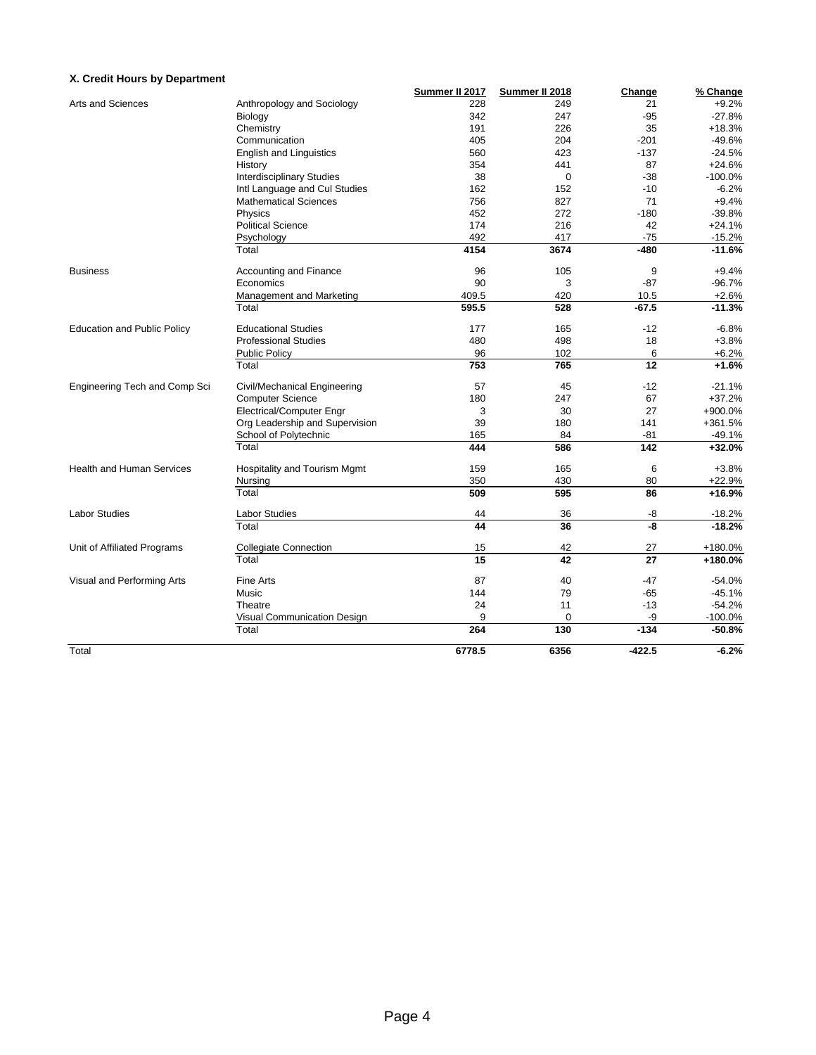### X. Credit Hours by Department

| | | Summer II 2017 | Summer II 2018 | Change | % Change |
|---|---|---|---|---|---|
| Arts and Sciences | Anthropology and Sociology | 228 | 249 | 21 | +9.2% |
| | Biology | 342 | 247 | -95 | -27.8% |
| | Chemistry | 191 | 226 | 35 | +18.3% |
| | Communication | 405 | 204 | -201 | -49.6% |
| | English and Linguistics | 560 | 423 | -137 | -24.5% |
| | History | 354 | 441 | 87 | +24.6% |
| | Interdisciplinary Studies | 38 | 0 | -38 | -100.0% |
| | Intl Language and Cul Studies | 162 | 152 | -10 | -6.2% |
| | Mathematical Sciences | 756 | 827 | 71 | +9.4% |
| | Physics | 452 | 272 | -180 | -39.8% |
| | Political Science | 174 | 216 | 42 | +24.1% |
| | Psychology | 492 | 417 | -75 | -15.2% |
| | Total | **4154** | **3674** | **-480** | **-11.6%** |
| Business | Accounting and Finance | 96 | 105 | 9 | +9.4% |
| | Economics | 90 | 3 | -87 | -96.7% |
| | Management and Marketing | 409.5 | 420 | 10.5 | +2.6% |
| | Total | **595.5** | **528** | **-67.5** | **-11.3%** |
| Education and Public Policy | Educational Studies | 177 | 165 | -12 | -6.8% |
| | Professional Studies | 480 | 498 | 18 | +3.8% |
| | Public Policy | 96 | 102 | 6 | +6.2% |
| | Total | **753** | **765** | **12** | **+1.6%** |
| Engineering Tech and Comp Sci | Civil/Mechanical Engineering | 57 | 45 | -12 | -21.1% |
| | Computer Science | 180 | 247 | 67 | +37.2% |
| | Electrical/Computer Engr | 3 | 30 | 27 | +900.0% |
| | Org Leadership and Supervision | 39 | 180 | 141 | +361.5% |
| | School of Polytechnic | 165 | 84 | -81 | -49.1% |
| | Total | **444** | **586** | **142** | **+32.0%** |
| Health and Human Services | Hospitality and Tourism Mgmt | 159 | 165 | 6 | +3.8% |
| | Nursing | 350 | 430 | 80 | +22.9% |
| | Total | **509** | **595** | **86** | **+16.9%** |
| Labor Studies | Labor Studies | 44 | 36 | -8 | -18.2% |
| | Total | **44** | **36** | **-8** | **-18.2%** |
| Unit of Affiliated Programs | Collegiate Connection | 15 | 42 | 27 | +180.0% |
| | Total | **15** | **42** | **27** | **+180.0%** |
| Visual and Performing Arts | Fine Arts | 87 | 40 | -47 | -54.0% |
| | Music | 144 | 79 | -65 | -45.1% |
| | Theatre | 24 | 11 | -13 | -54.2% |
| | Visual Communication Design | 9 | 0 | -9 | -100.0% |
| | Total | **264** | **130** | **-134** | **-50.8%** |
| Total | | **6778.5** | **6356** | **-422.5** | **-6.2%** |